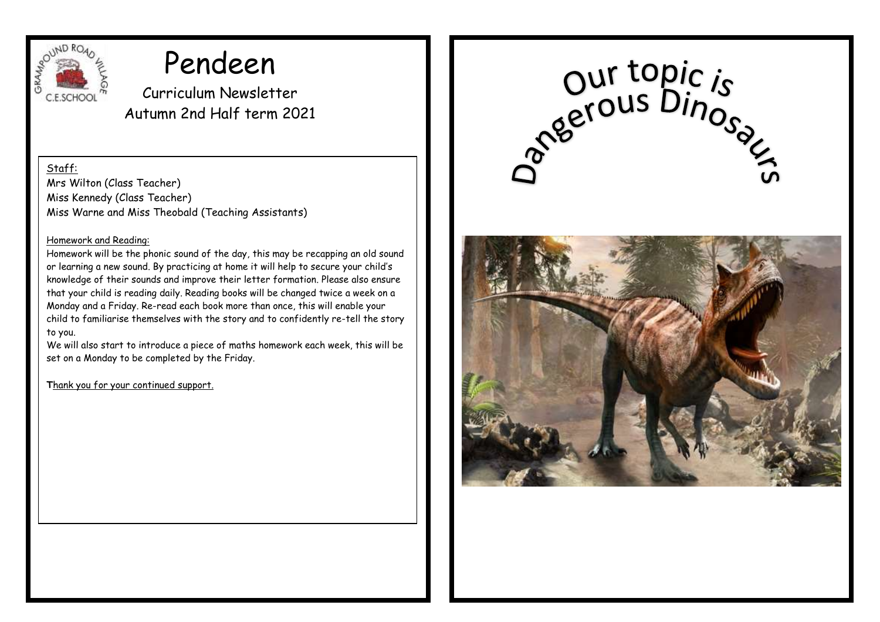GRAMPOUND ROAD VILLAGE C.E.SCHOOL

# Pendeen

Curriculum Newsletter

Autumn 2nd Half term 2021

Staff:

Mrs Wilton (Class Teacher)

Miss Kennedy (Class Teacher)

Miss Warne and Miss Theobald (Teaching Assistants)

Homework and Reading:

Homework will be the phonic sound of the day, this may be recapping an old sound or learning a new sound. By practicing at home it will help to secure your child's knowledge of their sounds and improve their letter formation. Please also ensure that your child is reading daily. Reading books will be changed twice a week on a Monday and a Friday. Re-read each book more than once, this will enable your child to familiarise themselves with the story and to confidently re-tell the story to you.

We will also start to introduce a piece of maths homework each week, this will be set on a Monday to be completed by the Friday.

Thank you for your continued support.

# Our topic is Dangerous Dinosaurs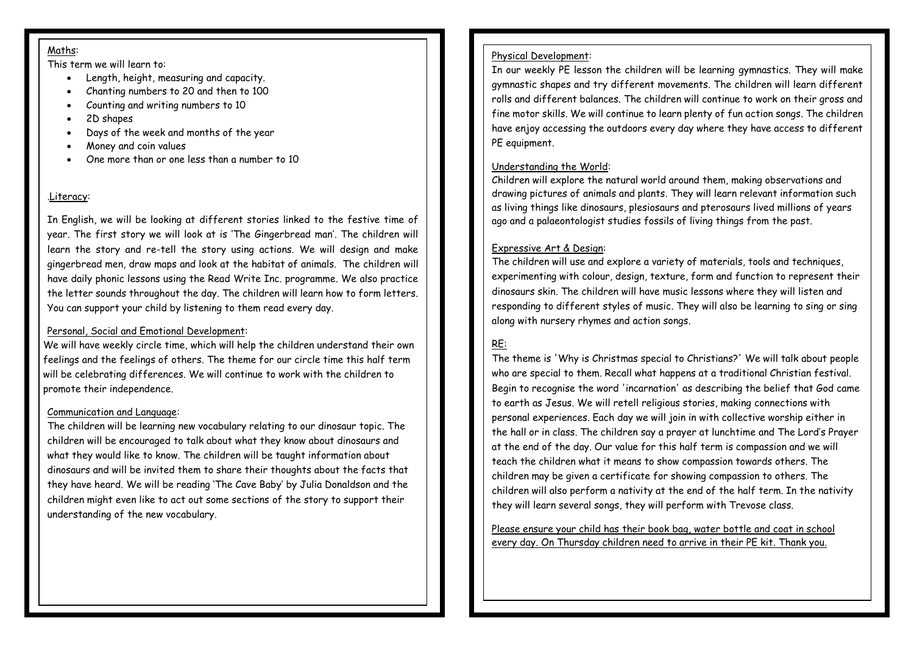Maths:

This term we will learn to:

- Length, height, measuring and capacity.
- Chanting numbers to 20 and then to 100
- Counting and writing numbers to 10
- 2D shapes
- Days of the week and months of the year
- Money and coin values
- One more than or one less than a number to 10

.Literacy:

In English, we will be looking at different stories linked to the festive time of year. The first story we will look at is 'The Gingerbread man'. The children will learn the story and re-tell the story using actions. We will design and make gingerbread men, draw maps and look at the habitat of animals. The children will have daily phonic lessons using the Read Write Inc. programme. We also practice the letter sounds throughout the day. The children will learn how to form letters. You can support your child by listening to them read every day.

Personal, Social and Emotional Development:

We will have weekly circle time, which will help the children understand their own feelings and the feelings of others. The theme for our circle time this half term will be celebrating differences. We will continue to work with the children to promote their independence.

Communication and Language:

The children will be learning new vocabulary relating to our dinosaur topic. The children will be encouraged to talk about what they know about dinosaurs and what they would like to know. The children will be taught information about dinosaurs and will be invited them to share their thoughts about the facts that they have heard. We will be reading 'The Cave Baby' by Julia Donaldson and the children might even like to act out some sections of the story to support their understanding of the new vocabulary.

Physical Development:

In our weekly PE lesson the children will be learning gymnastics. They will make gymnastic shapes and try different movements. The children will learn different rolls and different balances. The children will continue to work on their gross and fine motor skills. We will continue to learn plenty of fun action songs. The children have enjoy accessing the outdoors every day where they have access to different PE equipment.

Understanding the World:

Children will explore the natural world around them, making observations and drawing pictures of animals and plants. They will learn relevant information such as living things like dinosaurs, plesiosaurs and pterosaurs lived millions of years ago and a palaeontologist studies fossils of living things from the past.

Expressive Art & Design:

The children will use and explore a variety of materials, tools and techniques, experimenting with colour, design, texture, form and function to represent their dinosaurs skin. The children will have music lessons where they will listen and responding to different styles of music. They will also be learning to sing or sing along with nursery rhymes and action songs.

RE:

The theme is 'Why is Christmas special to Christians?' We will talk about people who are special to them. Recall what happens at a traditional Christian festival. Begin to recognise the word 'incarnation' as describing the belief that God came to earth as Jesus. We will retell religious stories, making connections with personal experiences. Each day we will join in with collective worship either in the hall or in class. The children say a prayer at lunchtime and The Lord's Prayer at the end of the day. Our value for this half term is compassion and we will teach the children what it means to show compassion towards others. The children may be given a certificate for showing compassion to others. The children will also perform a nativity at the end of the half term. In the nativity they will learn several songs, they will perform with Trevose class.

Please ensure your child has their book bag, water bottle and coat in school every day. On Thursday children need to arrive in their PE kit. Thank you.